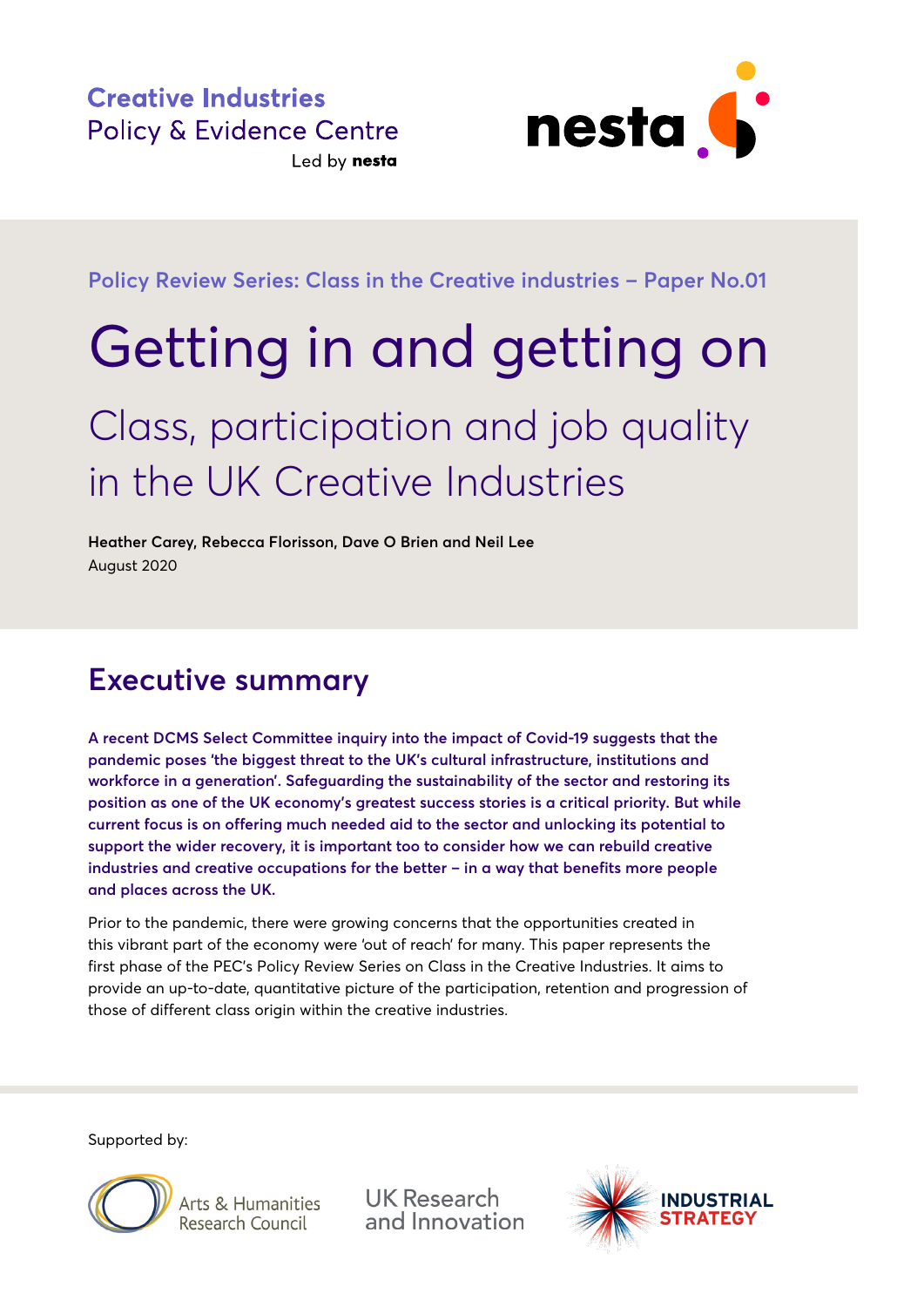Creative Industries
Policy & Evidence Centre
Led by nesta

Policy Review Series: Class in the Creative industries – Paper No.01

# Getting in and getting on

## Class, participation and job quality in the UK Creative Industries

**Heather Carey, Rebecca Florisson, Dave O Brien and Neil Lee**
August 2020

## Executive summary

**A recent DCMS Select Committee inquiry into the impact of Covid-19 suggests that the pandemic poses 'the biggest threat to the UK's cultural infrastructure, institutions and workforce in a generation'. Safeguarding the sustainability of the sector and restoring its position as one of the UK economy's greatest success stories is a critical priority. But while current focus is on offering much needed aid to the sector and unlocking its potential to support the wider recovery, it is important too to consider how we can rebuild creative industries and creative occupations for the better – in a way that benefits more people and places across the UK.**

Prior to the pandemic, there were growing concerns that the opportunities created in this vibrant part of the economy were 'out of reach' for many. This paper represents the first phase of the PEC's Policy Review Series on Class in the Creative Industries. It aims to provide an up-to-date, quantitative picture of the participation, retention and progression of those of different class origin within the creative industries.

Supported by:

Arts & Humanities Research Council

UK Research and Innovation

INDUSTRIAL STRATEGY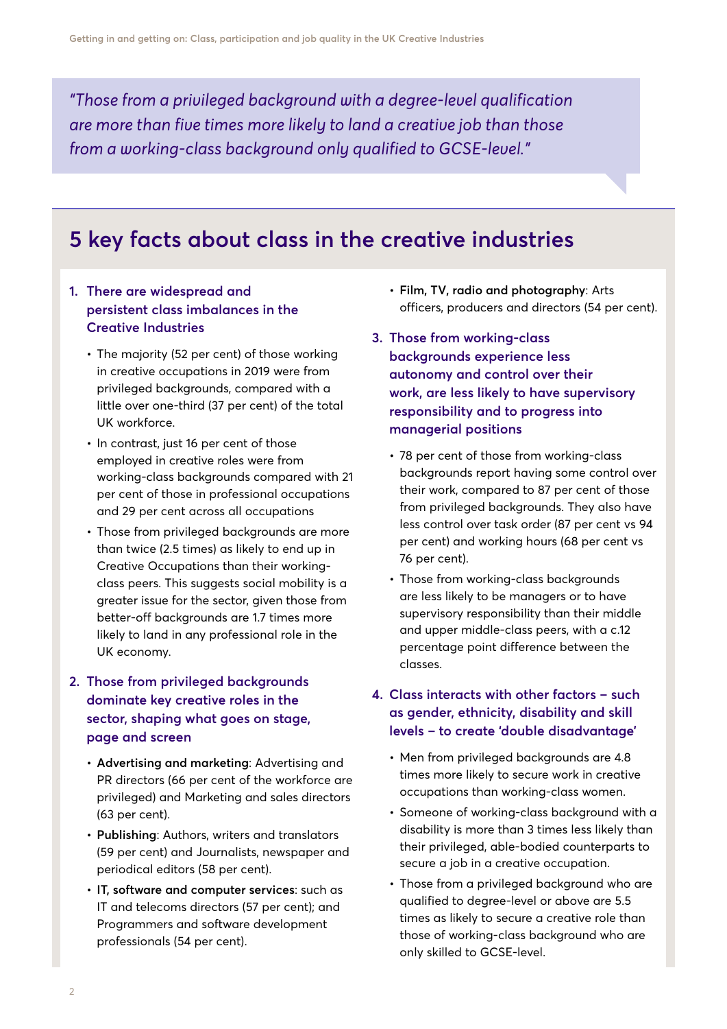*"Those from a privileged background with a degree-level qualification are more than five times more likely to land a creative job than those from a working-class background only qualified to GCSE-level."*

## 5 key facts about class in the creative industries

### 1. There are widespread and persistent class imbalances in the Creative Industries

- The majority (52 per cent) of those working in creative occupations in 2019 were from privileged backgrounds, compared with a little over one-third (37 per cent) of the total UK workforce.
- In contrast, just 16 per cent of those employed in creative roles were from working-class backgrounds compared with 21 per cent of those in professional occupations and 29 per cent across all occupations
- Those from privileged backgrounds are more than twice (2.5 times) as likely to end up in Creative Occupations than their working-class peers. This suggests social mobility is a greater issue for the sector, given those from better-off backgrounds are 1.7 times more likely to land in any professional role in the UK economy.

### 2. Those from privileged backgrounds dominate key creative roles in the sector, shaping what goes on stage, page and screen

- **Advertising and marketing**: Advertising and PR directors (66 per cent of the workforce are privileged) and Marketing and sales directors (63 per cent).
- **Publishing**: Authors, writers and translators (59 per cent) and Journalists, newspaper and periodical editors (58 per cent).
- **IT, software and computer services**: such as IT and telecoms directors (57 per cent); and Programmers and software development professionals (54 per cent).
- **Film, TV, radio and photography**: Arts officers, producers and directors (54 per cent).

### 3. Those from working-class backgrounds experience less autonomy and control over their work, are less likely to have supervisory responsibility and to progress into managerial positions

- 78 per cent of those from working-class backgrounds report having some control over their work, compared to 87 per cent of those from privileged backgrounds. They also have less control over task order (87 per cent vs 94 per cent) and working hours (68 per cent vs 76 per cent).
- Those from working-class backgrounds are less likely to be managers or to have supervisory responsibility than their middle and upper middle-class peers, with a c.12 percentage point difference between the classes.

### 4. Class interacts with other factors – such as gender, ethnicity, disability and skill levels – to create 'double disadvantage'

- Men from privileged backgrounds are 4.8 times more likely to secure work in creative occupations than working-class women.
- Someone of working-class background with a disability is more than 3 times less likely than their privileged, able-bodied counterparts to secure a job in a creative occupation.
- Those from a privileged background who are qualified to degree-level or above are 5.5 times as likely to secure a creative role than those of working-class background who are only skilled to GCSE-level.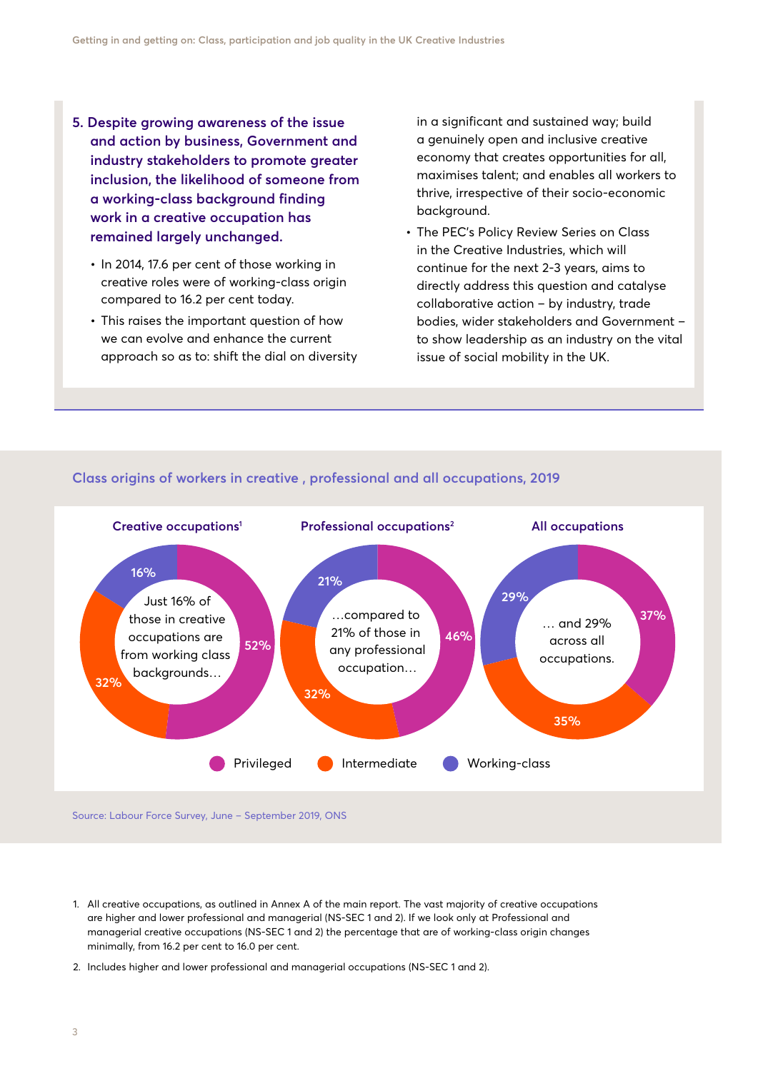5. **Despite growing awareness of the issue and action by business, Government and industry stakeholders to promote greater inclusion, the likelihood of someone from a working-class background finding work in a creative occupation has remained largely unchanged.**

- In 2014, 17.6 per cent of those working in creative roles were of working-class origin compared to 16.2 per cent today.
- This raises the important question of how we can evolve and enhance the current approach so as to: shift the dial on diversity in a significant and sustained way; build a genuinely open and inclusive creative economy that creates opportunities for all, maximises talent; and enables all workers to thrive, irrespective of their socio-economic background.
- The PEC's Policy Review Series on Class in the Creative Industries, which will continue for the next 2-3 years, aims to directly address this question and catalyse collaborative action – by industry, trade bodies, wider stakeholders and Government – to show leadership as an industry on the vital issue of social mobility in the UK.

## Class origins of workers in creative , professional and all occupations, 2019

| | Creative occupations[1] | Professional occupations[2] | All occupations |
|---|---|---|---|
| Privileged | 52% | 46% | 37% |
| Intermediate | 32% | 32% | 35% |
| Working-class | 16% | 21% | 29% |

Just 16% of those in creative occupations are from working class backgrounds… …compared to 21% of those in any professional occupation… … and 29% across all occupations.

Source: Labour Force Survey, June – September 2019, ONS

1. All creative occupations, as outlined in Annex A of the main report. The vast majority of creative occupations are higher and lower professional and managerial (NS-SEC 1 and 2). If we look only at Professional and managerial creative occupations (NS-SEC 1 and 2) the percentage that are of working-class origin changes minimally, from 16.2 per cent to 16.0 per cent.
2. Includes higher and lower professional and managerial occupations (NS-SEC 1 and 2).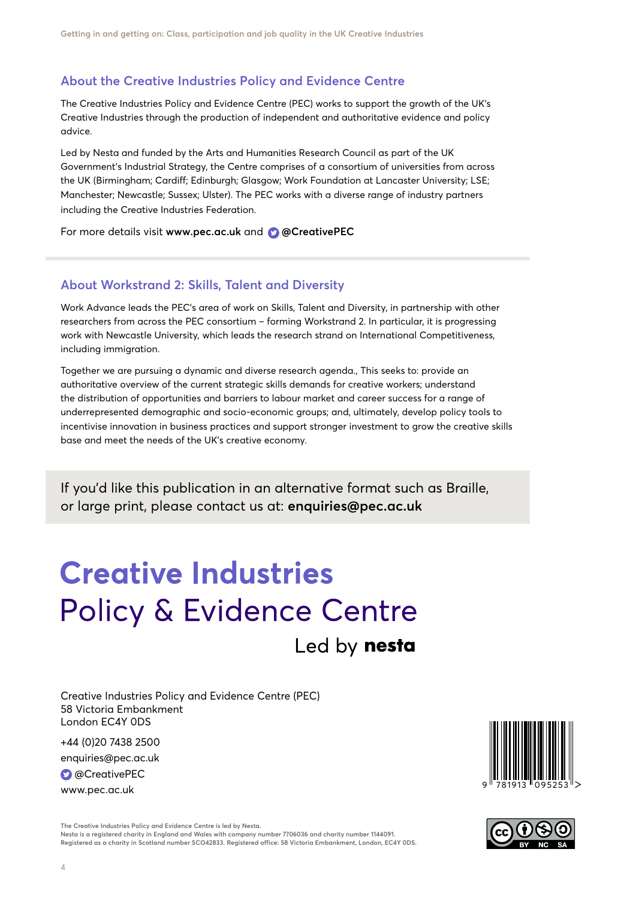## About the Creative Industries Policy and Evidence Centre

The Creative Industries Policy and Evidence Centre (PEC) works to support the growth of the UK's Creative Industries through the production of independent and authoritative evidence and policy advice.

Led by Nesta and funded by the Arts and Humanities Research Council as part of the UK Government's Industrial Strategy, the Centre comprises of a consortium of universities from across the UK (Birmingham; Cardiff; Edinburgh; Glasgow; Work Foundation at Lancaster University; LSE; Manchester; Newcastle; Sussex; Ulster). The PEC works with a diverse range of industry partners including the Creative Industries Federation.

For more details visit **www.pec.ac.uk** and **@CreativePEC**

## About Workstrand 2: Skills, Talent and Diversity

Work Advance leads the PEC's area of work on Skills, Talent and Diversity, in partnership with other researchers from across the PEC consortium – forming Workstrand 2. In particular, it is progressing work with Newcastle University, which leads the research strand on International Competitiveness, including immigration.

Together we are pursuing a dynamic and diverse research agenda., This seeks to: provide an authoritative overview of the current strategic skills demands for creative workers; understand the distribution of opportunities and barriers to labour market and career success for a range of underrepresented demographic and socio-economic groups; and, ultimately, develop policy tools to incentivise innovation in business practices and support stronger investment to grow the creative skills base and meet the needs of the UK's creative economy.

If you'd like this publication in an alternative format such as Braille, or large print, please contact us at: **enquiries@pec.ac.uk**

# Creative Industries Policy & Evidence Centre

Led by **nesta**

Creative Industries Policy and Evidence Centre (PEC)
58 Victoria Embankment
London EC4Y 0DS

+44 (0)20 7438 2500
enquiries@pec.ac.uk
@CreativePEC
www.pec.ac.uk

9 781913 095253

The Creative Industries Policy and Evidence Centre is led by Nesta.
Nesta is a registered charity in England and Wales with company number 7706036 and charity number 1144091.
Registered as a charity in Scotland number SCO42833. Registered office: 58 Victoria Embankment, London, EC4Y 0DS.